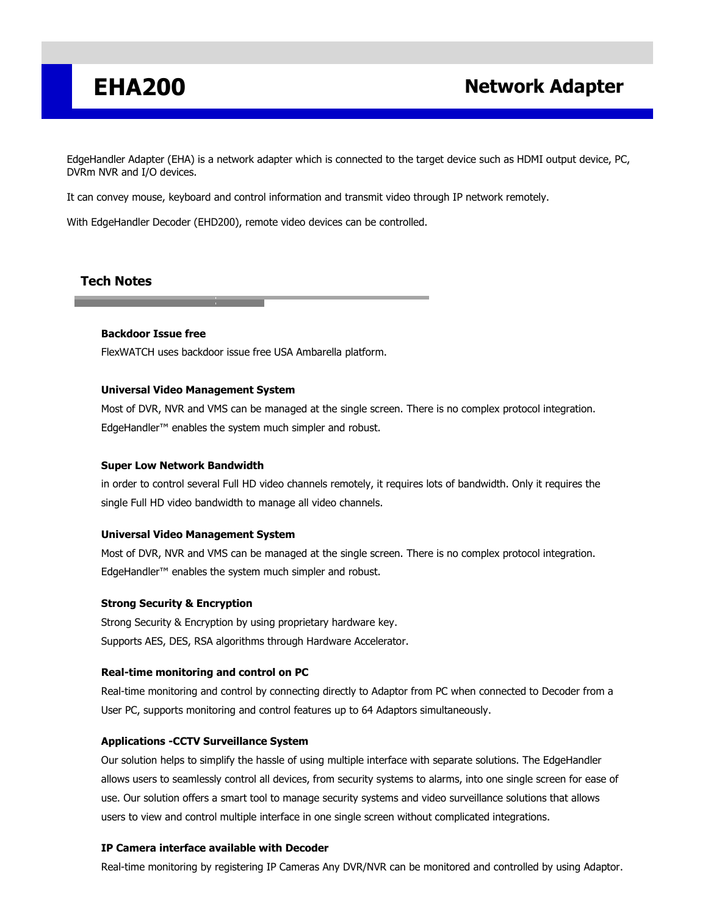# EHA200 Network Adapter

EdgeHandler Adapter (EHA) is a network adapter which is connected to the target device such as HDMI output device, PC, DVRm NVR and I/O devices.

It can convey mouse, keyboard and control information and transmit video through IP network remotely.

With EdgeHandler Decoder (EHD200), remote video devices can be controlled.

## Tech Notes

**Backdoor Issue free**

FlexWATCH uses backdoor issue free USA Ambarella platform.

**Universal Video Management System**

Most of DVR, NVR and VMS can be managed at the single screen. There is no complex protocol integration. EdgeHandler™ enables the system much simpler and robust.

**Super Low Network Bandwidth**

in order to control several Full HD video channels remotely, it requires lots of bandwidth. Only it requires the single Full HD video bandwidth to manage all video channels.

**Universal Video Management System**

Most of DVR, NVR and VMS can be managed at the single screen. There is no complex protocol integration. EdgeHandler™ enables the system much simpler and robust.

**Strong Security & Encryption**

Strong Security & Encryption by using proprietary hardware key.
Supports AES, DES, RSA algorithms through Hardware Accelerator.

**Real-time monitoring and control on PC**

Real-time monitoring and control by connecting directly to Adaptor from PC when connected to Decoder from a User PC, supports monitoring and control features up to 64 Adaptors simultaneously.

**Applications -CCTV Surveillance System**

Our solution helps to simplify the hassle of using multiple interface with separate solutions. The EdgeHandler allows users to seamlessly control all devices, from security systems to alarms, into one single screen for ease of use. Our solution offers a smart tool to manage security systems and video surveillance solutions that allows users to view and control multiple interface in one single screen without complicated integrations.

**IP Camera interface available with Decoder**

Real-time monitoring by registering IP Cameras Any DVR/NVR can be monitored and controlled by using Adaptor.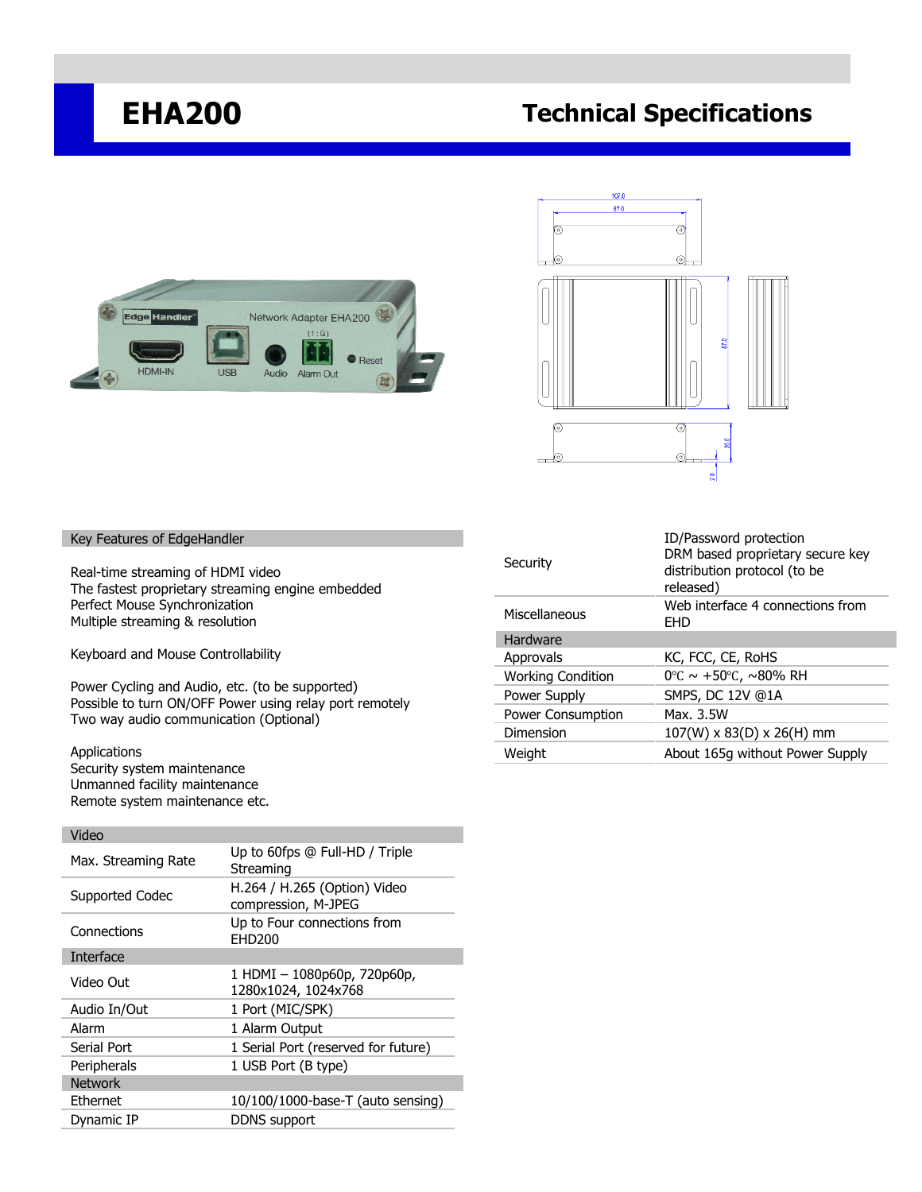# EHA200

## Technical Specifications

| Key Features of EdgeHandler |
|---|
| Real-time streaming of HDMI video<br>The fastest proprietary streaming engine embedded<br>Perfect Mouse Synchronization<br>Multiple streaming & resolution |
| Keyboard and Mouse Controllability |
| Power Cycling and Audio, etc. (to be supported)<br>Possible to turn ON/OFF Power using relay port remotely<br>Two way audio communication (Optional) |
| Applications<br>Security system maintenance<br>Unmanned facility maintenance<br>Remote system maintenance etc. |

| | |
|---|---|
| **Video** | |
| Max. Streaming Rate | Up to 60fps @ Full-HD / Triple Streaming |
| Supported Codec | H.264 / H.265 (Option) Video compression, M-JPEG |
| Connections | Up to Four connections from EHD200 |
| **Interface** | |
| Video Out | 1 HDMI – 1080p60p, 720p60p, 1280x1024, 1024x768 |
| Audio In/Out | 1 Port (MIC/SPK) |
| Alarm | 1 Alarm Output |
| Serial Port | 1 Serial Port (reserved for future) |
| Peripherals | 1 USB Port (B type) |
| **Network** | |
| Ethernet | 10/100/1000-base-T (auto sensing) |
| Dynamic IP | DDNS support |
| Security | ID/Password protection<br>DRM based proprietary secure key distribution protocol (to be released) |
| Miscellaneous | Web interface 4 connections from EHD |
| **Hardware** | |
| Approvals | KC, FCC, CE, RoHS |
| Working Condition | 0℃ ~ +50℃, ~80% RH |
| Power Supply | SMPS, DC 12V @1A |
| Power Consumption | Max. 3.5W |
| Dimension | 107(W) x 83(D) x 26(H) mm |
| Weight | About 165g without Power Supply |